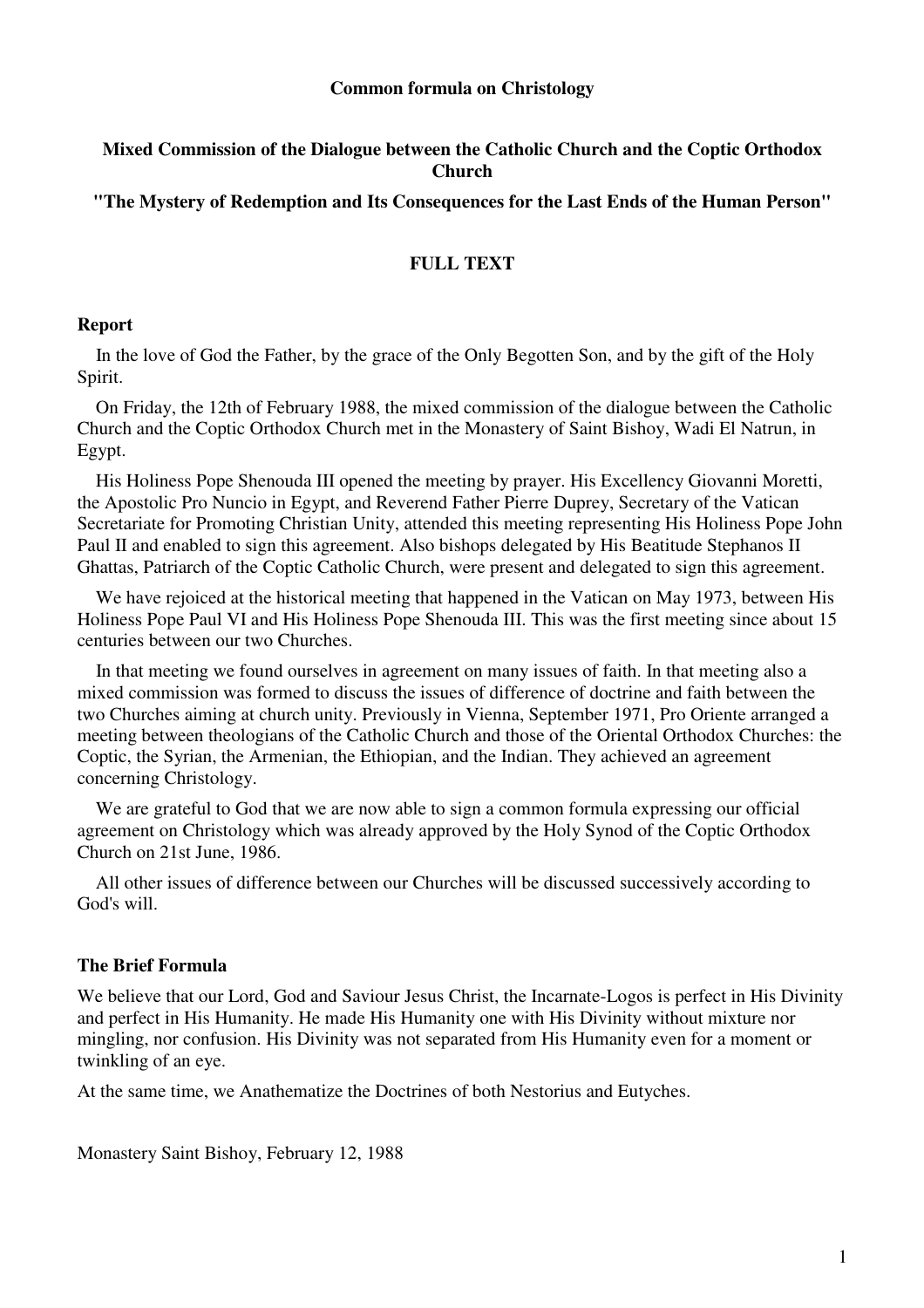**Common formula on Christology**

**Mixed Commission of the Dialogue between the Catholic Church and the Coptic Orthodox Church**

**"The Mystery of Redemption and Its Consequences for the Last Ends of the Human Person"**

**FULL TEXT**

### Report

In the love of God the Father, by the grace of the Only Begotten Son, and by the gift of the Holy Spirit.

On Friday, the 12th of February 1988, the mixed commission of the dialogue between the Catholic Church and the Coptic Orthodox Church met in the Monastery of Saint Bishoy, Wadi El Natrun, in Egypt.

His Holiness Pope Shenouda III opened the meeting by prayer. His Excellency Giovanni Moretti, the Apostolic Pro Nuncio in Egypt, and Reverend Father Pierre Duprey, Secretary of the Vatican Secretariate for Promoting Christian Unity, attended this meeting representing His Holiness Pope John Paul II and enabled to sign this agreement. Also bishops delegated by His Beatitude Stephanos II Ghattas, Patriarch of the Coptic Catholic Church, were present and delegated to sign this agreement.

We have rejoiced at the historical meeting that happened in the Vatican on May 1973, between His Holiness Pope Paul VI and His Holiness Pope Shenouda III. This was the first meeting since about 15 centuries between our two Churches.

In that meeting we found ourselves in agreement on many issues of faith. In that meeting also a mixed commission was formed to discuss the issues of difference of doctrine and faith between the two Churches aiming at church unity. Previously in Vienna, September 1971, Pro Oriente arranged a meeting between theologians of the Catholic Church and those of the Oriental Orthodox Churches: the Coptic, the Syrian, the Armenian, the Ethiopian, and the Indian. They achieved an agreement concerning Christology.

We are grateful to God that we are now able to sign a common formula expressing our official agreement on Christology which was already approved by the Holy Synod of the Coptic Orthodox Church on 21st June, 1986.

All other issues of difference between our Churches will be discussed successively according to God's will.

### The Brief Formula

We believe that our Lord, God and Saviour Jesus Christ, the Incarnate-Logos is perfect in His Divinity and perfect in His Humanity. He made His Humanity one with His Divinity without mixture nor mingling, nor confusion. His Divinity was not separated from His Humanity even for a moment or twinkling of an eye.

At the same time, we Anathematize the Doctrines of both Nestorius and Eutyches.

Monastery Saint Bishoy, February 12, 1988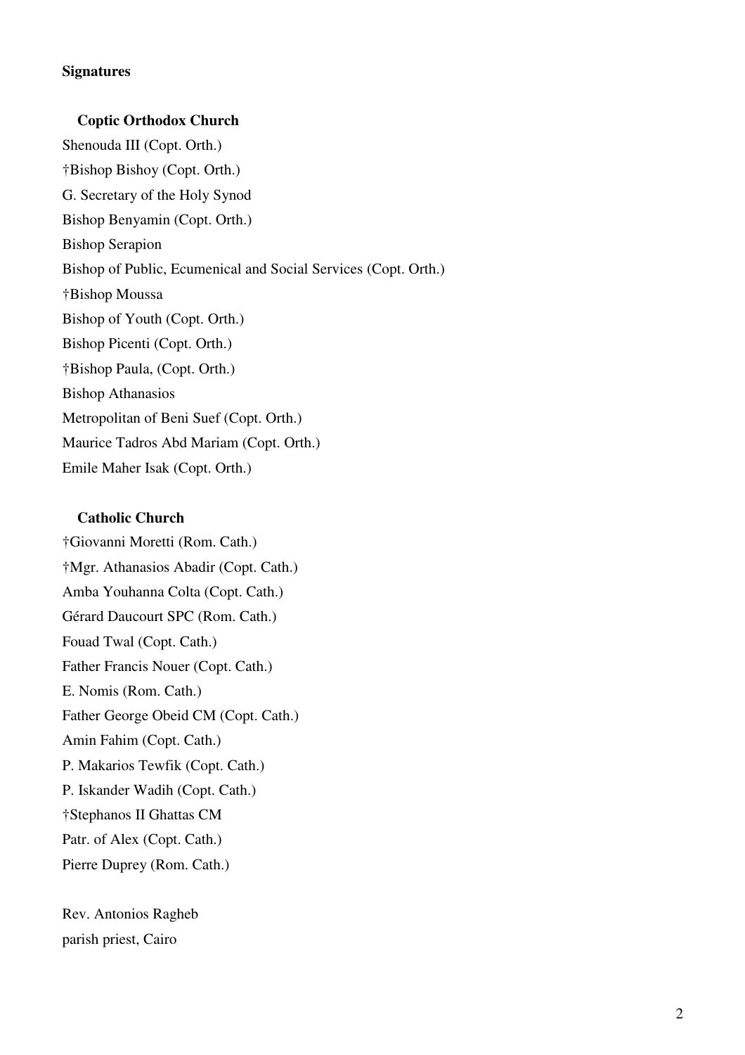**Signatures**

**Coptic Orthodox Church**

Shenouda III (Copt. Orth.)

†Bishop Bishoy (Copt. Orth.)

G. Secretary of the Holy Synod

Bishop Benyamin (Copt. Orth.)

Bishop Serapion

Bishop of Public, Ecumenical and Social Services (Copt. Orth.)

†Bishop Moussa

Bishop of Youth (Copt. Orth.)

Bishop Picenti (Copt. Orth.)

†Bishop Paula, (Copt. Orth.)

Bishop Athanasios

Metropolitan of Beni Suef (Copt. Orth.)

Maurice Tadros Abd Mariam (Copt. Orth.)

Emile Maher Isak (Copt. Orth.)

**Catholic Church**

†Giovanni Moretti (Rom. Cath.)

†Mgr. Athanasios Abadir (Copt. Cath.)

Amba Youhanna Colta (Copt. Cath.)

Gérard Daucourt SPC (Rom. Cath.)

Fouad Twal (Copt. Cath.)

Father Francis Nouer (Copt. Cath.)

E. Nomis (Rom. Cath.)

Father George Obeid CM (Copt. Cath.)

Amin Fahim (Copt. Cath.)

P. Makarios Tewfik (Copt. Cath.)

P. Iskander Wadih (Copt. Cath.)

†Stephanos II Ghattas CM

Patr. of Alex (Copt. Cath.)

Pierre Duprey (Rom. Cath.)

Rev. Antonios Ragheb

parish priest, Cairo